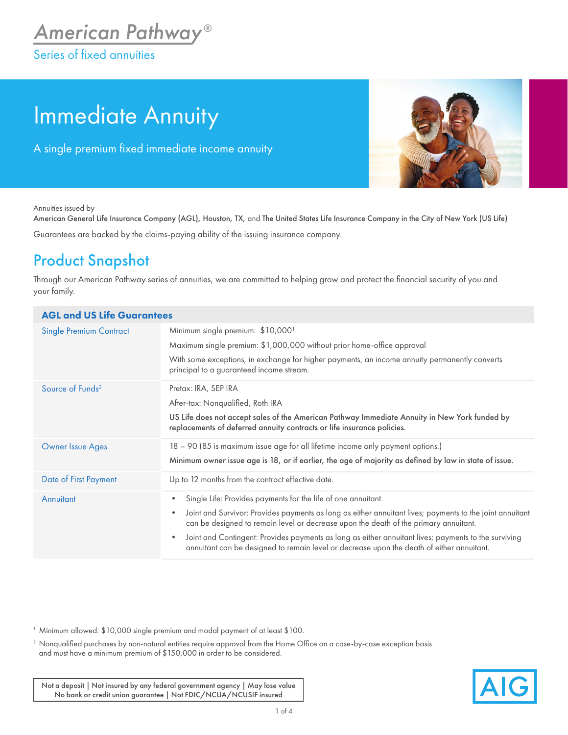# American Pathway®

Series of fixed annuities

# Immediate Annuity

A single premium fixed immediate income annuity

Annuities issued by
**American General Life Insurance Company (AGL), Houston, TX,** and **The United States Life Insurance Company in the City of New York (US Life)**

Guarantees are backed by the claims-paying ability of the issuing insurance company.

## Product Snapshot

Through our American Pathway series of annuities, we are committed to helping grow and protect the financial security of you and your family.

| AGL and US Life Guarantees | |
|---|---|
| Single Premium Contract | Minimum single premium: $10,000[1]<br>Maximum single premium: $1,000,000 without prior home-office approval<br>With some exceptions, in exchange for higher payments, an income annuity permanently converts principal to a guaranteed income stream. |
| Source of Funds[2] | Pretax: IRA, SEP IRA<br>After-tax: Nonqualified, Roth IRA<br>**US Life does not accept sales of the American Pathway Immediate Annuity in New York funded by replacements of deferred annuity contracts or life insurance policies.** |
| Owner Issue Ages | 18 – 90 (85 is maximum issue age for all lifetime income only payment options.)<br>**Minimum owner issue age is 18, or if earlier, the age of majority as defined by law in state of issue.** |
| Date of First Payment | Up to 12 months from the contract effective date. |
| Annuitant | • Single Life: Provides payments for the life of one annuitant.<br>• Joint and Survivor: Provides payments as long as either annuitant lives; payments to the joint annuitant can be designed to remain level or decrease upon the death of the primary annuitant.<br>• Joint and Contingent: Provides payments as long as either annuitant lives; payments to the surviving annuitant can be designed to remain level or decrease upon the death of either annuitant. |

[1] Minimum allowed: $10,000 single premium and modal payment of at least $100.

[2] Nonqualified purchases by non-natural entities require approval from the Home Office on a case-by-case exception basis and must have a minimum premium of $150,000 in order to be considered.

Not a deposit | Not insured by any federal government agency | May lose value
No bank or credit union guarantee | Not FDIC/NCUA/NCUSIF insured

AIG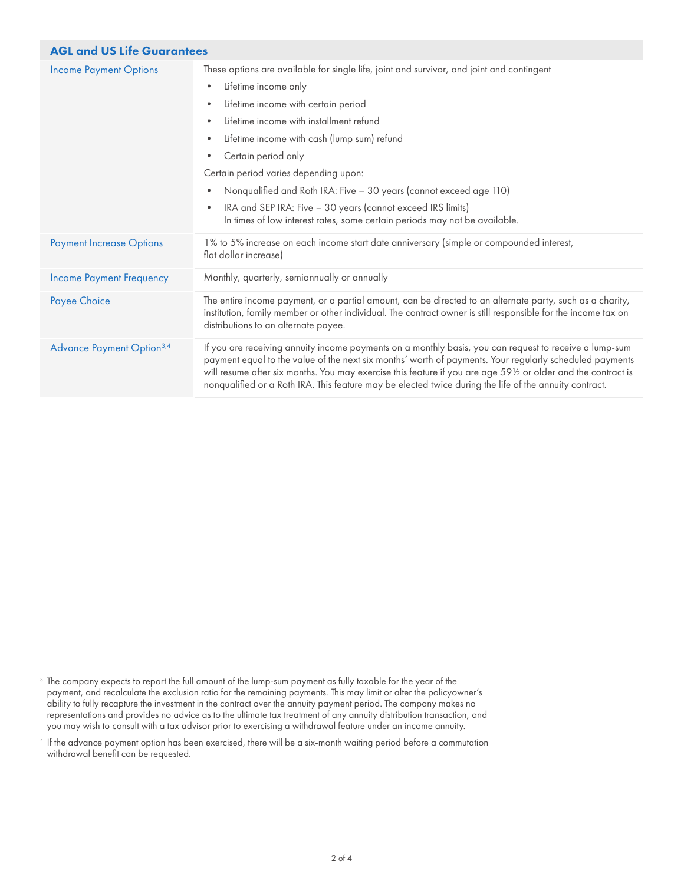## AGL and US Life Guarantees

| | |
|---|---|
| Income Payment Options | These options are available for single life, joint and survivor, and joint and contingent<br>• Lifetime income only<br>• Lifetime income with certain period<br>• Lifetime income with installment refund<br>• Lifetime income with cash (lump sum) refund<br>• Certain period only<br>Certain period varies depending upon:<br>• Nonqualified and Roth IRA: Five – 30 years (cannot exceed age 110)<br>• IRA and SEP IRA: Five – 30 years (cannot exceed IRS limits)<br>In times of low interest rates, some certain periods may not be available. |
| Payment Increase Options | 1% to 5% increase on each income start date anniversary (simple or compounded interest, flat dollar increase) |
| Income Payment Frequency | Monthly, quarterly, semiannually or annually |
| Payee Choice | The entire income payment, or a partial amount, can be directed to an alternate party, such as a charity, institution, family member or other individual. The contract owner is still responsible for the income tax on distributions to an alternate payee. |
| Advance Payment Option[3,4] | If you are receiving annuity income payments on a monthly basis, you can request to receive a lump-sum payment equal to the value of the next six months' worth of payments. Your regularly scheduled payments will resume after six months. You may exercise this feature if you are age 59½ or older and the contract is nonqualified or a Roth IRA. This feature may be elected twice during the life of the annuity contract. |

[3] The company expects to report the full amount of the lump-sum payment as fully taxable for the year of the payment, and recalculate the exclusion ratio for the remaining payments. This may limit or alter the policyowner's ability to fully recapture the investment in the contract over the annuity payment period. The company makes no representations and provides no advice as to the ultimate tax treatment of any annuity distribution transaction, and you may wish to consult with a tax advisor prior to exercising a withdrawal feature under an income annuity.

[4] If the advance payment option has been exercised, there will be a six-month waiting period before a commutation withdrawal benefit can be requested.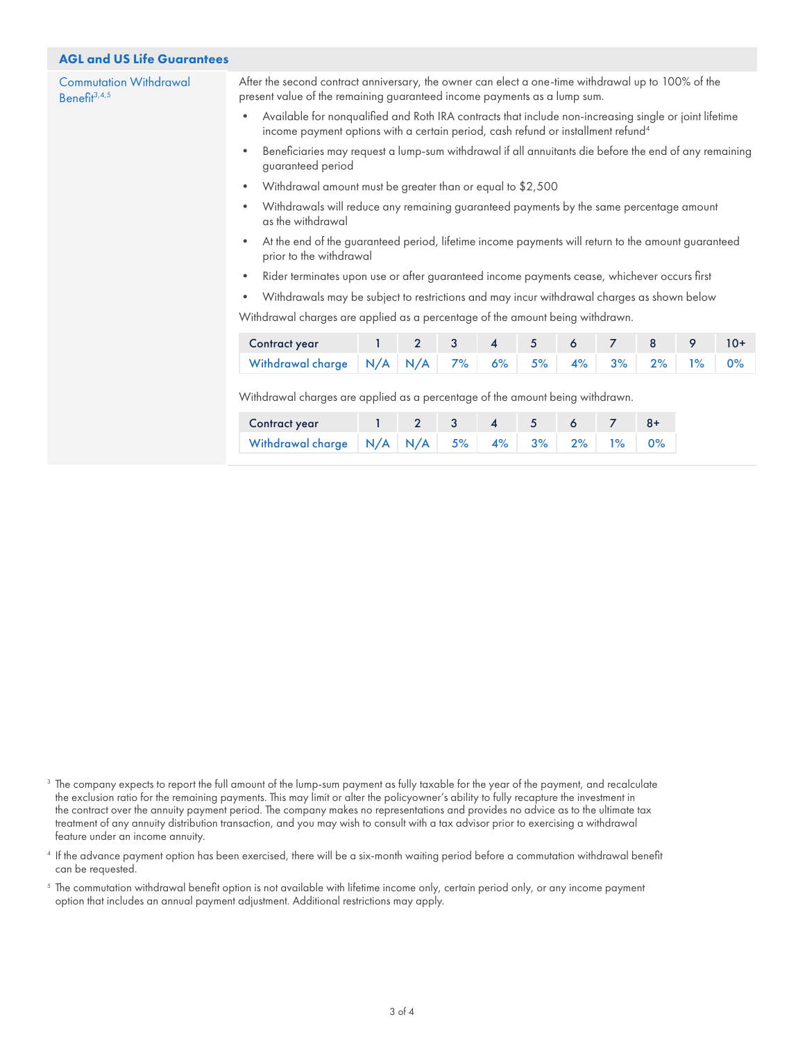## AGL and US Life Guarantees

### Commutation Withdrawal Benefit[3,4,5]

After the second contract anniversary, the owner can elect a one-time withdrawal up to 100% of the present value of the remaining guaranteed income payments as a lump sum.

- Available for nonqualified and Roth IRA contracts that include non-increasing single or joint lifetime income payment options with a certain period, cash refund or installment refund[4]
- Beneficiaries may request a lump-sum withdrawal if all annuitants die before the end of any remaining guaranteed period
- Withdrawal amount must be greater than or equal to $2,500
- Withdrawals will reduce any remaining guaranteed payments by the same percentage amount as the withdrawal
- At the end of the guaranteed period, lifetime income payments will return to the amount guaranteed prior to the withdrawal
- Rider terminates upon use or after guaranteed income payments cease, whichever occurs first
- Withdrawals may be subject to restrictions and may incur withdrawal charges as shown below

Withdrawal charges are applied as a percentage of the amount being withdrawn.

| Contract year | 1 | 2 | 3 | 4 | 5 | 6 | 7 | 8 | 9 | 10+ |
|---|---|---|---|---|---|---|---|---|---|---|
| Withdrawal charge | N/A | N/A | 7% | 6% | 5% | 4% | 3% | 2% | 1% | 0% |

Withdrawal charges are applied as a percentage of the amount being withdrawn.

| Contract year | 1 | 2 | 3 | 4 | 5 | 6 | 7 | 8+ |
|---|---|---|---|---|---|---|---|---|
| Withdrawal charge | N/A | N/A | 5% | 4% | 3% | 2% | 1% | 0% |

[3] The company expects to report the full amount of the lump-sum payment as fully taxable for the year of the payment, and recalculate the exclusion ratio for the remaining payments. This may limit or alter the policyowner's ability to fully recapture the investment in the contract over the annuity payment period. The company makes no representations and provides no advice as to the ultimate tax treatment of any annuity distribution transaction, and you may wish to consult with a tax advisor prior to exercising a withdrawal feature under an income annuity.

[4] If the advance payment option has been exercised, there will be a six-month waiting period before a commutation withdrawal benefit can be requested.

[5] The commutation withdrawal benefit option is not available with lifetime income only, certain period only, or any income payment option that includes an annual payment adjustment. Additional restrictions may apply.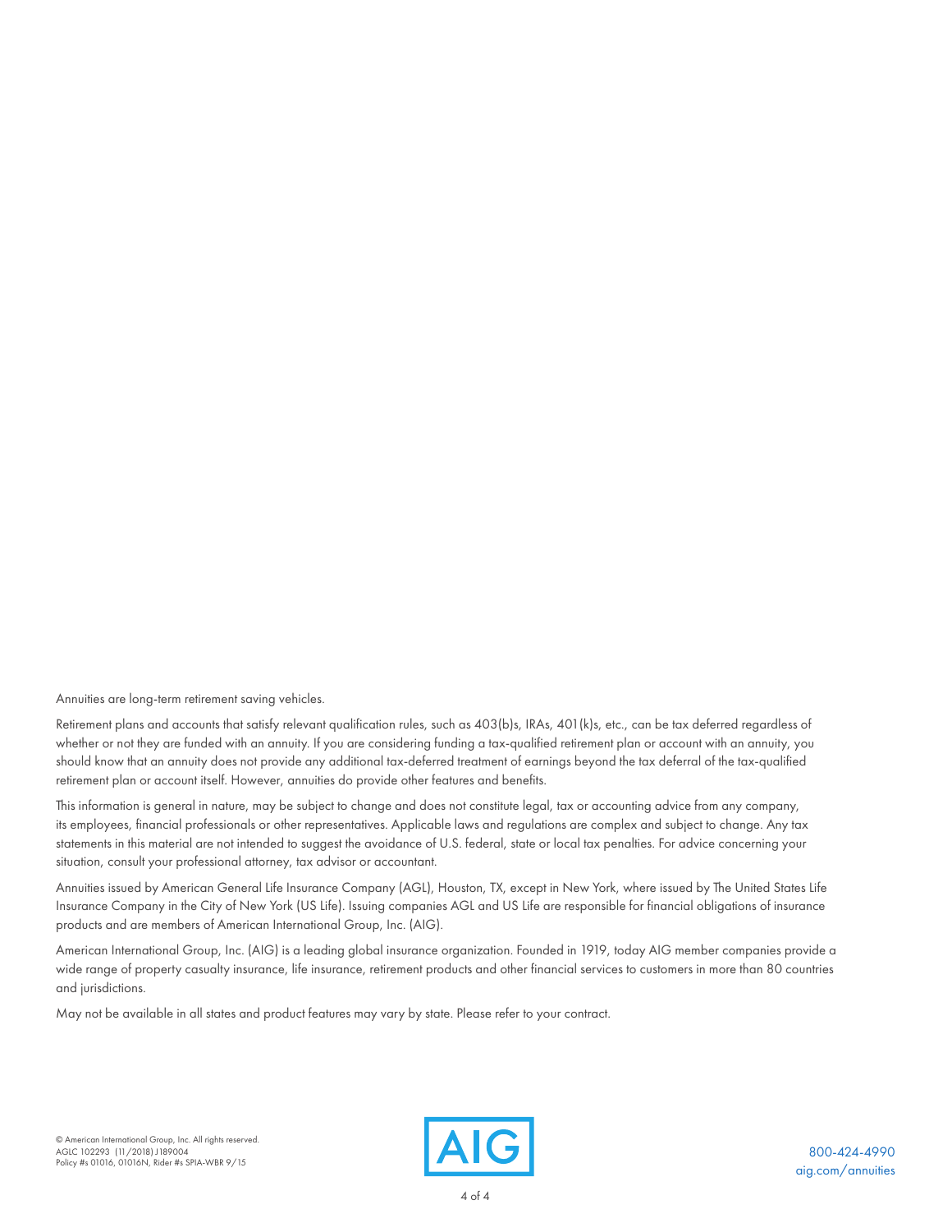Annuities are long-term retirement saving vehicles.

Retirement plans and accounts that satisfy relevant qualification rules, such as 403(b)s, IRAs, 401(k)s, etc., can be tax deferred regardless of whether or not they are funded with an annuity. If you are considering funding a tax-qualified retirement plan or account with an annuity, you should know that an annuity does not provide any additional tax-deferred treatment of earnings beyond the tax deferral of the tax-qualified retirement plan or account itself. However, annuities do provide other features and benefits.

This information is general in nature, may be subject to change and does not constitute legal, tax or accounting advice from any company, its employees, financial professionals or other representatives. Applicable laws and regulations are complex and subject to change. Any tax statements in this material are not intended to suggest the avoidance of U.S. federal, state or local tax penalties. For advice concerning your situation, consult your professional attorney, tax advisor or accountant.

Annuities issued by American General Life Insurance Company (AGL), Houston, TX, except in New York, where issued by The United States Life Insurance Company in the City of New York (US Life). Issuing companies AGL and US Life are responsible for financial obligations of insurance products and are members of American International Group, Inc. (AIG).

American International Group, Inc. (AIG) is a leading global insurance organization. Founded in 1919, today AIG member companies provide a wide range of property casualty insurance, life insurance, retirement products and other financial services to customers in more than 80 countries and jurisdictions.

May not be available in all states and product features may vary by state. Please refer to your contract.

© American International Group, Inc. All rights reserved.
AGLC 102293 (11/2018) J189004
Policy #s 01016, 01016N, Rider #s SPIA-WBR 9/15

AIG

800-424-4990
aig.com/annuities